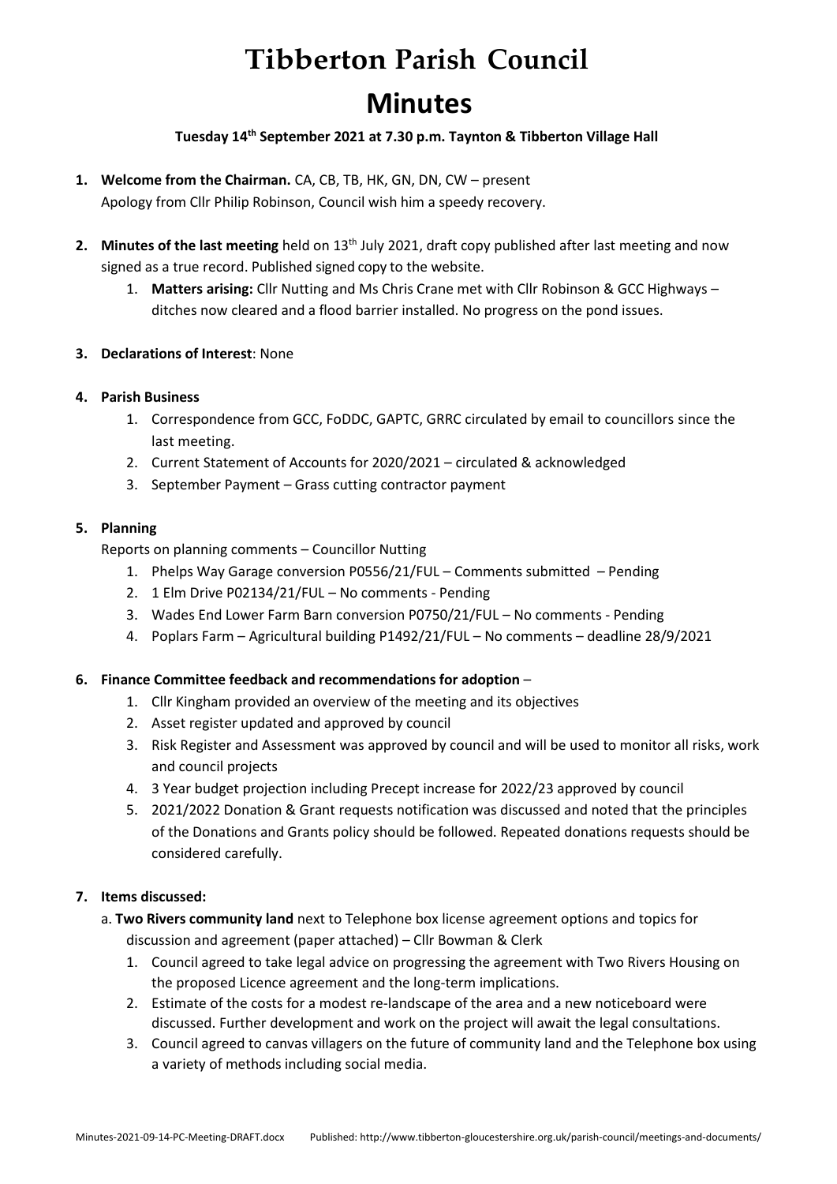# Tibberton Parish Council

# Minutes

**Tuesday 14th September 2021 at 7.30 p.m. Taynton & Tibberton Village Hall**

1. **Welcome from the Chairman.** CA, CB, TB, HK, GN, DN, CW – present
   Apology from Cllr Philip Robinson, Council wish him a speedy recovery.

2. **Minutes of the last meeting** held on 13th July 2021, draft copy published after last meeting and now signed as a true record. Published signed copy to the website.
   1. **Matters arising:** Cllr Nutting and Ms Chris Crane met with Cllr Robinson & GCC Highways – ditches now cleared and a flood barrier installed. No progress on the pond issues.

3. **Declarations of Interest**: None

4. **Parish Business**
   1. Correspondence from GCC, FoDDC, GAPTC, GRRC circulated by email to councillors since the last meeting.
   2. Current Statement of Accounts for 2020/2021 – circulated & acknowledged
   3. September Payment – Grass cutting contractor payment

5. **Planning**
   Reports on planning comments – Councillor Nutting
   1. Phelps Way Garage conversion P0556/21/FUL – Comments submitted – Pending
   2. 1 Elm Drive P02134/21/FUL – No comments - Pending
   3. Wades End Lower Farm Barn conversion P0750/21/FUL – No comments - Pending
   4. Poplars Farm – Agricultural building P1492/21/FUL – No comments – deadline 28/9/2021

6. **Finance Committee feedback and recommendations for adoption** –
   1. Cllr Kingham provided an overview of the meeting and its objectives
   2. Asset register updated and approved by council
   3. Risk Register and Assessment was approved by council and will be used to monitor all risks, work and council projects
   4. 3 Year budget projection including Precept increase for 2022/23 approved by council
   5. 2021/2022 Donation & Grant requests notification was discussed and noted that the principles of the Donations and Grants policy should be followed. Repeated donations requests should be considered carefully.

7. **Items discussed:**
   a. **Two Rivers community land** next to Telephone box license agreement options and topics for discussion and agreement (paper attached) – Cllr Bowman & Clerk
   1. Council agreed to take legal advice on progressing the agreement with Two Rivers Housing on the proposed Licence agreement and the long-term implications.
   2. Estimate of the costs for a modest re-landscape of the area and a new noticeboard were discussed. Further development and work on the project will await the legal consultations.
   3. Council agreed to canvas villagers on the future of community land and the Telephone box using a variety of methods including social media.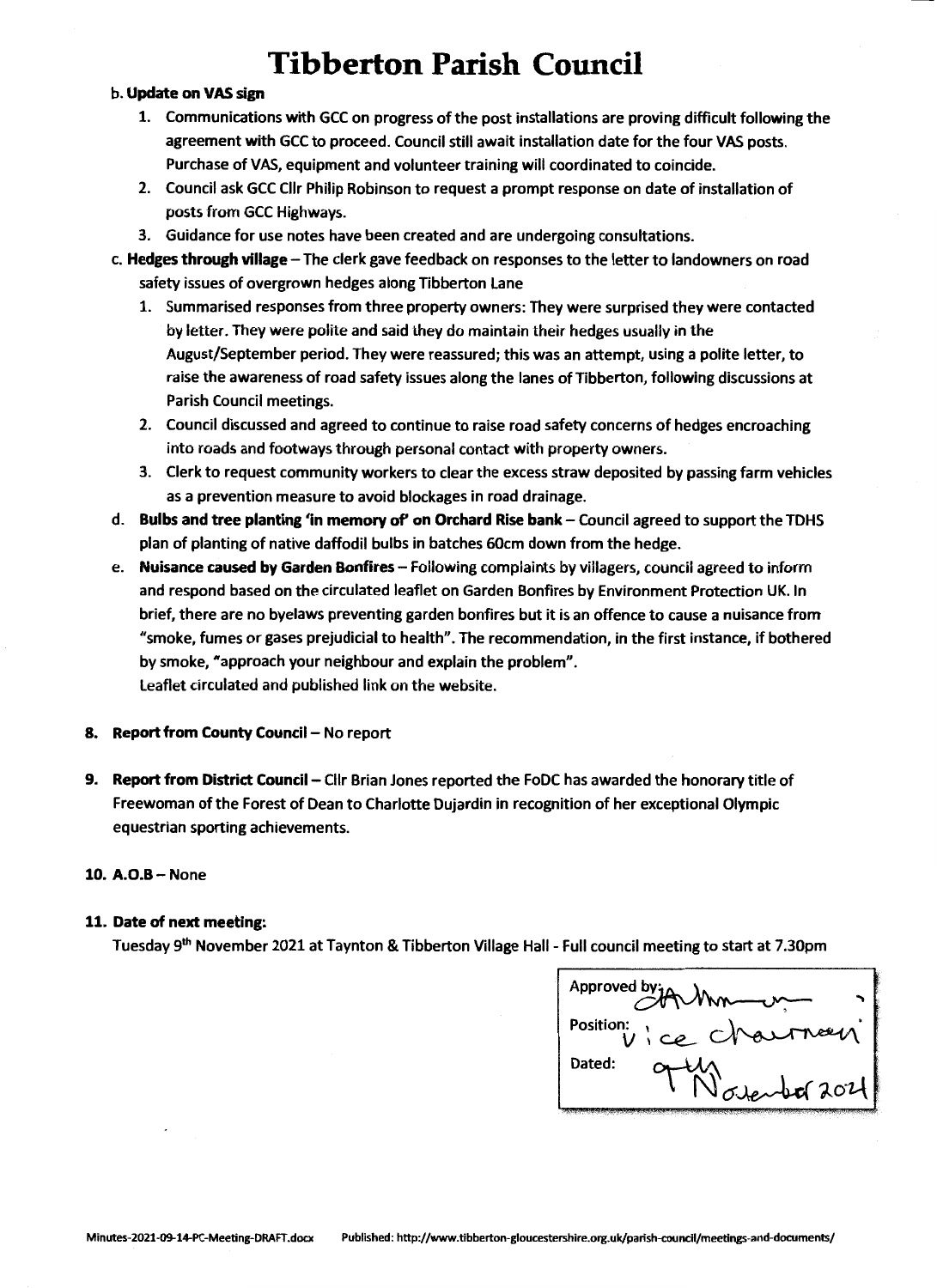# Tibberton Parish Council

**b. Update on VAS sign**

1. Communications with GCC on progress of the post installations are proving difficult following the agreement with GCC to proceed. Council still await installation date for the four VAS posts. Purchase of VAS, equipment and volunteer training will coordinated to coincide.
2. Council ask GCC Cllr Philip Robinson to request a prompt response on date of installation of posts from GCC Highways.
3. Guidance for use notes have been created and are undergoing consultations.

c. **Hedges through village** – The clerk gave feedback on responses to the letter to landowners on road safety issues of overgrown hedges along Tibberton Lane

1. Summarised responses from three property owners: They were surprised they were contacted by letter. They were polite and said they do maintain their hedges usually in the August/September period. They were reassured; this was an attempt, using a polite letter, to raise the awareness of road safety issues along the lanes of Tibberton, following discussions at Parish Council meetings.
2. Council discussed and agreed to continue to raise road safety concerns of hedges encroaching into roads and footways through personal contact with property owners.
3. Clerk to request community workers to clear the excess straw deposited by passing farm vehicles as a prevention measure to avoid blockages in road drainage.

d. **Bulbs and tree planting 'in memory of' on Orchard Rise bank** – Council agreed to support the TDHS plan of planting of native daffodil bulbs in batches 60cm down from the hedge.

e. **Nuisance caused by Garden Bonfires** – Following complaints by villagers, council agreed to inform and respond based on the circulated leaflet on Garden Bonfires by Environment Protection UK. In brief, there are no byelaws preventing garden bonfires but it is an offence to cause a nuisance from "smoke, fumes or gases prejudicial to health". The recommendation, in the first instance, if bothered by smoke, "approach your neighbour and explain the problem".
Leaflet circulated and published link on the website.

**8. Report from County Council** – No report

**9. Report from District Council** – Cllr Brian Jones reported the FoDC has awarded the honorary title of Freewoman of the Forest of Dean to Charlotte Dujardin in recognition of her exceptional Olympic equestrian sporting achievements.

**10. A.O.B** – None

**11. Date of next meeting:**

Tuesday 9th November 2021 at Taynton & Tibberton Village Hall - Full council meeting to start at 7.30pm

Approved by: [signature]
Position: Vice Chairman
Dated: 9th November 2021

Minutes-2021-09-14-PC-Meeting-DRAFT.docx Published: http://www.tibberton-gloucestershire.org.uk/parish-council/meetings-and-documents/